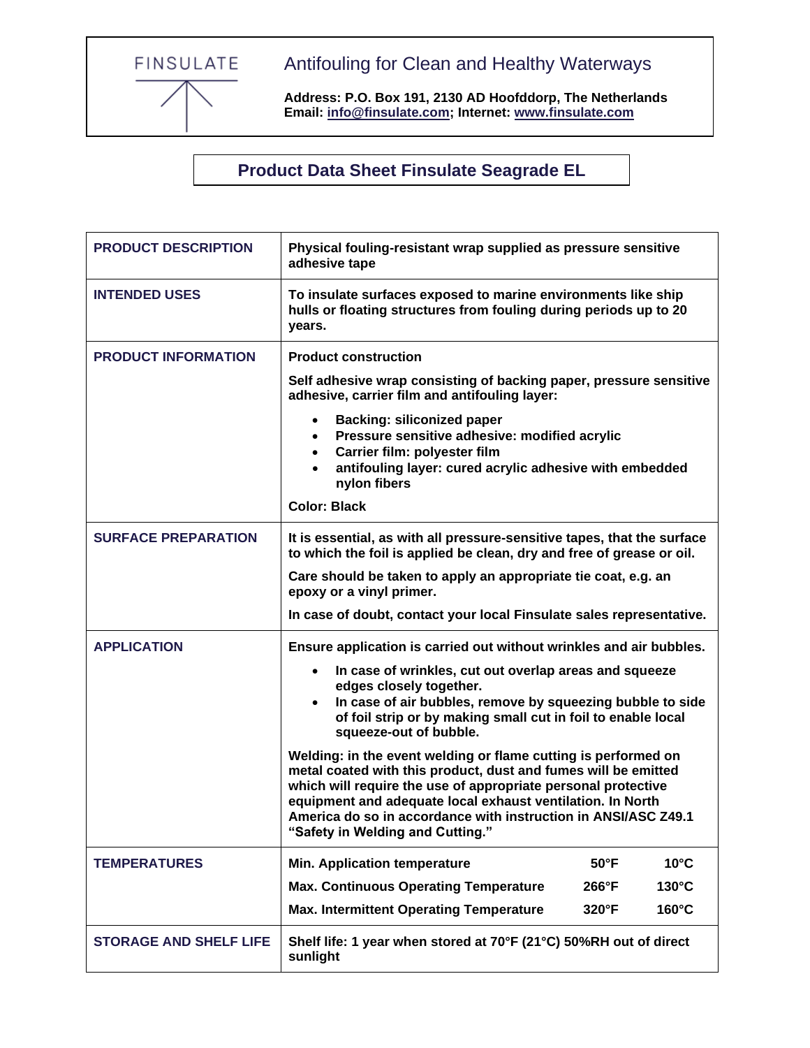FINSULATE

Antifouling for Clean and Healthy Waterways

**Address: P.O. Box 191, 2130 AD Hoofddorp, The Netherlands**
**Email: info@finsulate.com; Internet: www.finsulate.com**

# Product Data Sheet Finsulate Seagrade EL

| | |
|---|---|
| **PRODUCT DESCRIPTION** | **Physical fouling-resistant wrap supplied as pressure sensitive adhesive tape** |
| **INTENDED USES** | **To insulate surfaces exposed to marine environments like ship hulls or floating structures from fouling during periods up to 20 years.** |
| **PRODUCT INFORMATION** | **Product construction**<br><br>**Self adhesive wrap consisting of backing paper, pressure sensitive adhesive, carrier film and antifouling layer:**<br><br>• **Backing: siliconized paper**<br>• **Pressure sensitive adhesive: modified acrylic**<br>• **Carrier film: polyester film**<br>• **antifouling layer: cured acrylic adhesive with embedded nylon fibers**<br><br>**Color: Black** |
| **SURFACE PREPARATION** | **It is essential, as with all pressure-sensitive tapes, that the surface to which the foil is applied be clean, dry and free of grease or oil.**<br><br>**Care should be taken to apply an appropriate tie coat, e.g. an epoxy or a vinyl primer.**<br><br>**In case of doubt, contact your local Finsulate sales representative.** |
| **APPLICATION** | **Ensure application is carried out without wrinkles and air bubbles.**<br><br>• **In case of wrinkles, cut out overlap areas and squeeze edges closely together.**<br>• **In case of air bubbles, remove by squeezing bubble to side of foil strip or by making small cut in foil to enable local squeeze-out of bubble.**<br><br>**Welding: in the event welding or flame cutting is performed on metal coated with this product, dust and fumes will be emitted which will require the use of appropriate personal protective equipment and adequate local exhaust ventilation. In North America do so in accordance with instruction in ANSI/ASC Z49.1 "Safety in Welding and Cutting."** |
| **TEMPERATURES** | **Min. Application temperature** — **50°F** — **10°C**<br>**Max. Continuous Operating Temperature** — **266°F** — **130°C**<br>**Max. Intermittent Operating Temperature** — **320°F** — **160°C** |
| **STORAGE AND SHELF LIFE** | **Shelf life: 1 year when stored at 70°F (21°C) 50%RH out of direct sunlight** |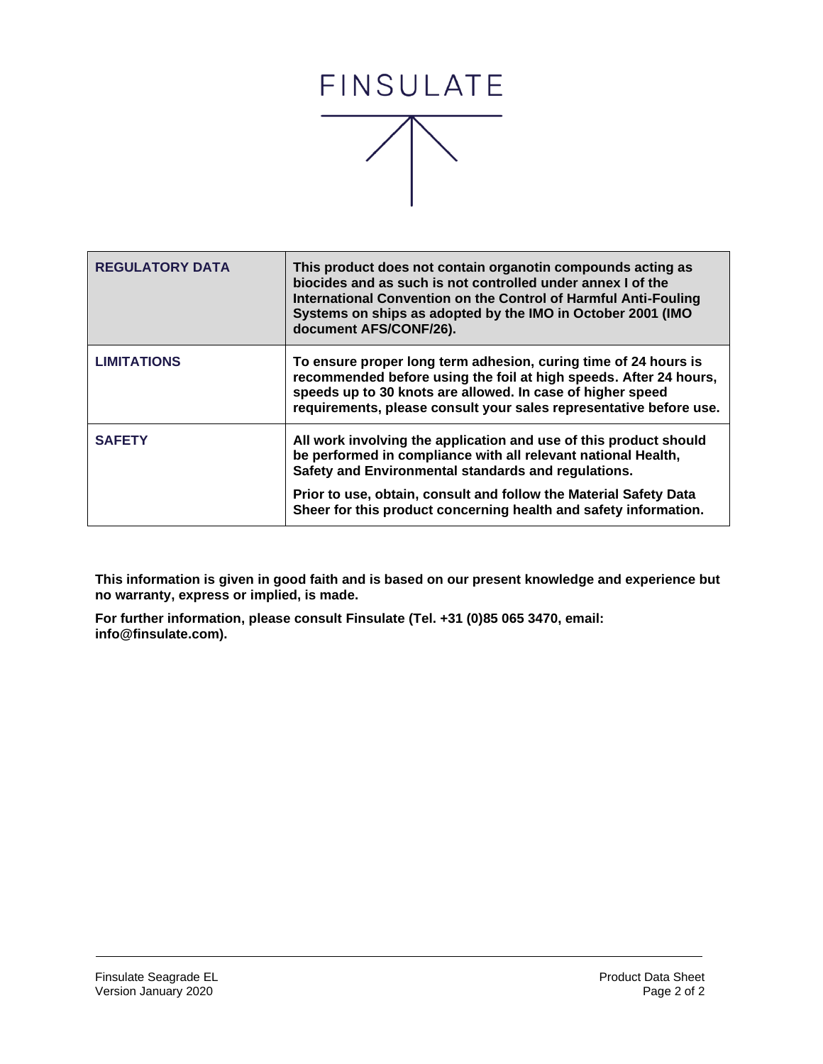FINSULATE

| | |
|---|---|
| **REGULATORY DATA** | **This product does not contain organotin compounds acting as biocides and as such is not controlled under annex I of the International Convention on the Control of Harmful Anti-Fouling Systems on ships as adopted by the IMO in October 2001 (IMO document AFS/CONF/26).** |
| **LIMITATIONS** | **To ensure proper long term adhesion, curing time of 24 hours is recommended before using the foil at high speeds. After 24 hours, speeds up to 30 knots are allowed. In case of higher speed requirements, please consult your sales representative before use.** |
| **SAFETY** | **All work involving the application and use of this product should be performed in compliance with all relevant national Health, Safety and Environmental standards and regulations.** <br><br> **Prior to use, obtain, consult and follow the Material Safety Data Sheer for this product concerning health and safety information.** |

**This information is given in good faith and is based on our present knowledge and experience but no warranty, express or implied, is made.**

**For further information, please consult Finsulate (Tel. +31 (0)85 065 3470, email: info@finsulate.com).**

Finsulate Seagrade EL
Version January 2020

Product Data Sheet